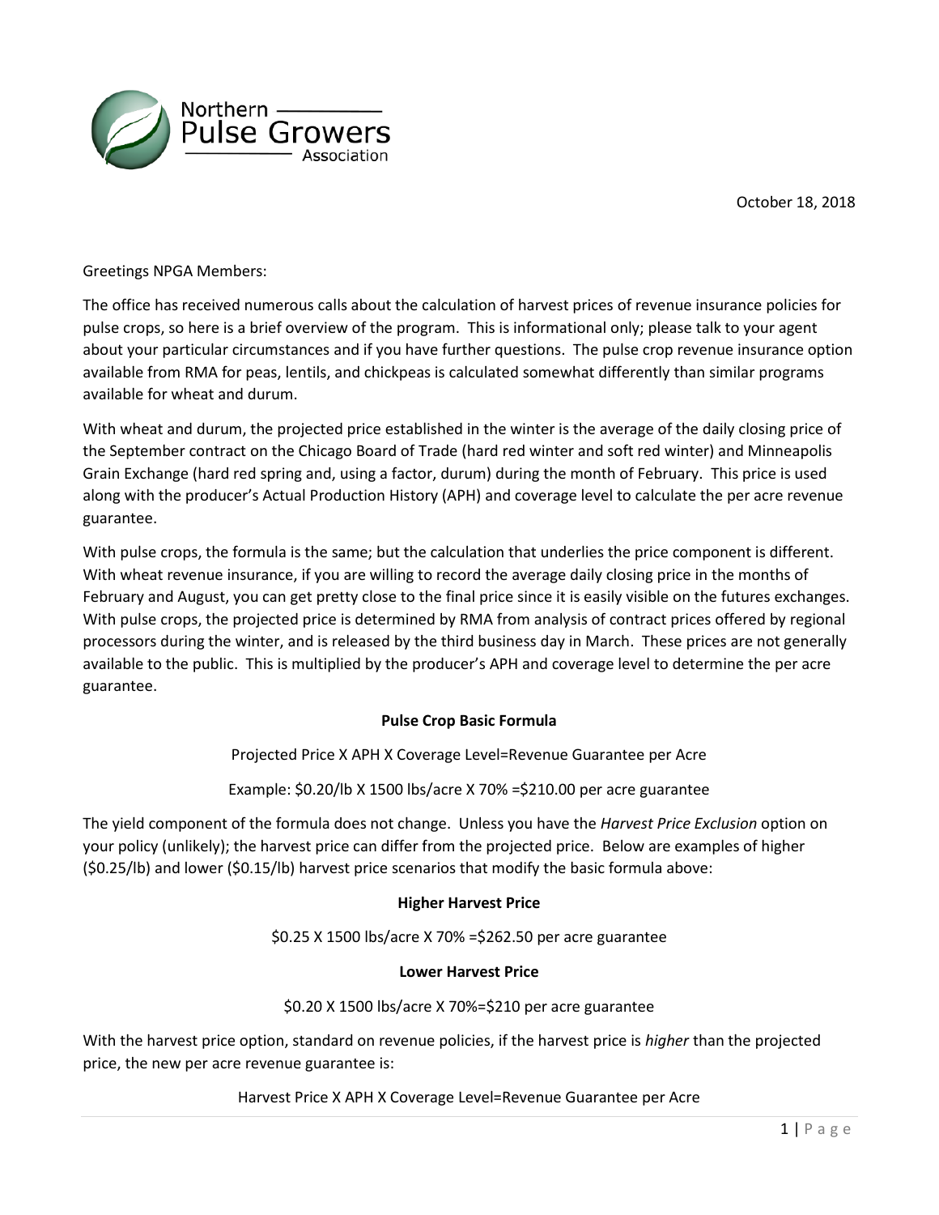Northern Pulse Growers Association

October 18, 2018

Greetings NPGA Members:

The office has received numerous calls about the calculation of harvest prices of revenue insurance policies for pulse crops, so here is a brief overview of the program. This is informational only; please talk to your agent about your particular circumstances and if you have further questions. The pulse crop revenue insurance option available from RMA for peas, lentils, and chickpeas is calculated somewhat differently than similar programs available for wheat and durum.

With wheat and durum, the projected price established in the winter is the average of the daily closing price of the September contract on the Chicago Board of Trade (hard red winter and soft red winter) and Minneapolis Grain Exchange (hard red spring and, using a factor, durum) during the month of February. This price is used along with the producer's Actual Production History (APH) and coverage level to calculate the per acre revenue guarantee.

With pulse crops, the formula is the same; but the calculation that underlies the price component is different. With wheat revenue insurance, if you are willing to record the average daily closing price in the months of February and August, you can get pretty close to the final price since it is easily visible on the futures exchanges. With pulse crops, the projected price is determined by RMA from analysis of contract prices offered by regional processors during the winter, and is released by the third business day in March. These prices are not generally available to the public. This is multiplied by the producer's APH and coverage level to determine the per acre guarantee.

**Pulse Crop Basic Formula**

Projected Price X APH X Coverage Level=Revenue Guarantee per Acre

Example: $0.20/lb X 1500 lbs/acre X 70% =$210.00 per acre guarantee

The yield component of the formula does not change. Unless you have the *Harvest Price Exclusion* option on your policy (unlikely); the harvest price can differ from the projected price. Below are examples of higher ($0.25/lb) and lower ($0.15/lb) harvest price scenarios that modify the basic formula above:

**Higher Harvest Price**

$0.25 X 1500 lbs/acre X 70% =$262.50 per acre guarantee

**Lower Harvest Price**

$0.20 X 1500 lbs/acre X 70%=$210 per acre guarantee

With the harvest price option, standard on revenue policies, if the harvest price is *higher* than the projected price, the new per acre revenue guarantee is:

Harvest Price X APH X Coverage Level=Revenue Guarantee per Acre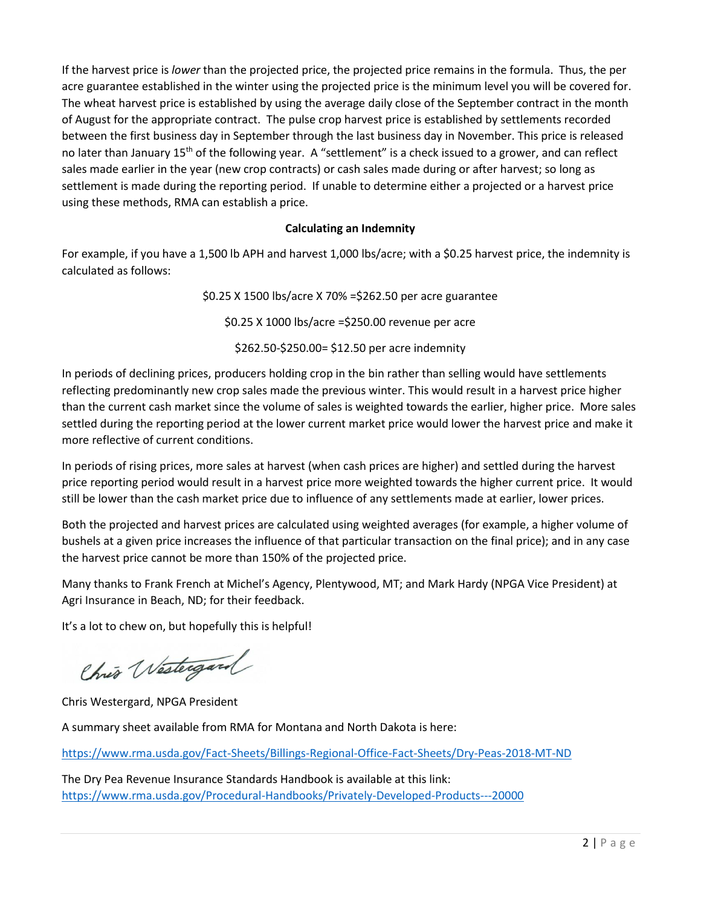If the harvest price is *lower* than the projected price, the projected price remains in the formula. Thus, the per acre guarantee established in the winter using the projected price is the minimum level you will be covered for. The wheat harvest price is established by using the average daily close of the September contract in the month of August for the appropriate contract. The pulse crop harvest price is established by settlements recorded between the first business day in September through the last business day in November. This price is released no later than January 15th of the following year. A "settlement" is a check issued to a grower, and can reflect sales made earlier in the year (new crop contracts) or cash sales made during or after harvest; so long as settlement is made during the reporting period. If unable to determine either a projected or a harvest price using these methods, RMA can establish a price.

**Calculating an Indemnity**

For example, if you have a 1,500 lb APH and harvest 1,000 lbs/acre; with a $0.25 harvest price, the indemnity is calculated as follows:

$0.25 X 1500 lbs/acre X 70% =$262.50 per acre guarantee

$0.25 X 1000 lbs/acre =$250.00 revenue per acre

$262.50-$250.00= $12.50 per acre indemnity

In periods of declining prices, producers holding crop in the bin rather than selling would have settlements reflecting predominantly new crop sales made the previous winter. This would result in a harvest price higher than the current cash market since the volume of sales is weighted towards the earlier, higher price. More sales settled during the reporting period at the lower current market price would lower the harvest price and make it more reflective of current conditions.

In periods of rising prices, more sales at harvest (when cash prices are higher) and settled during the harvest price reporting period would result in a harvest price more weighted towards the higher current price. It would still be lower than the cash market price due to influence of any settlements made at earlier, lower prices.

Both the projected and harvest prices are calculated using weighted averages (for example, a higher volume of bushels at a given price increases the influence of that particular transaction on the final price); and in any case the harvest price cannot be more than 150% of the projected price.

Many thanks to Frank French at Michel's Agency, Plentywood, MT; and Mark Hardy (NPGA Vice President) at Agri Insurance in Beach, ND; for their feedback.

It's a lot to chew on, but hopefully this is helpful!

Chris Westergard

Chris Westergard, NPGA President

A summary sheet available from RMA for Montana and North Dakota is here:

https://www.rma.usda.gov/Fact-Sheets/Billings-Regional-Office-Fact-Sheets/Dry-Peas-2018-MT-ND

The Dry Pea Revenue Insurance Standards Handbook is available at this link:
https://www.rma.usda.gov/Procedural-Handbooks/Privately-Developed-Products---20000